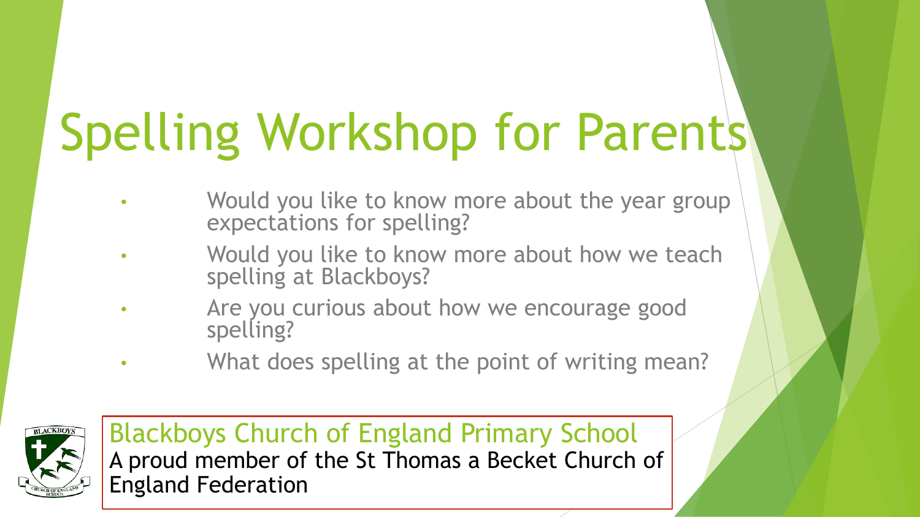# Spelling Workshop for Parents

- Would you like to know more about the year group expectations for spelling?
- Would you like to know more about how we teach spelling at Blackboys?
- Are you curious about how we encourage good spelling?
- What does spelling at the point of writing mean?

Blackboys Church of England Primary School
A proud member of the St Thomas a Becket Church of England Federation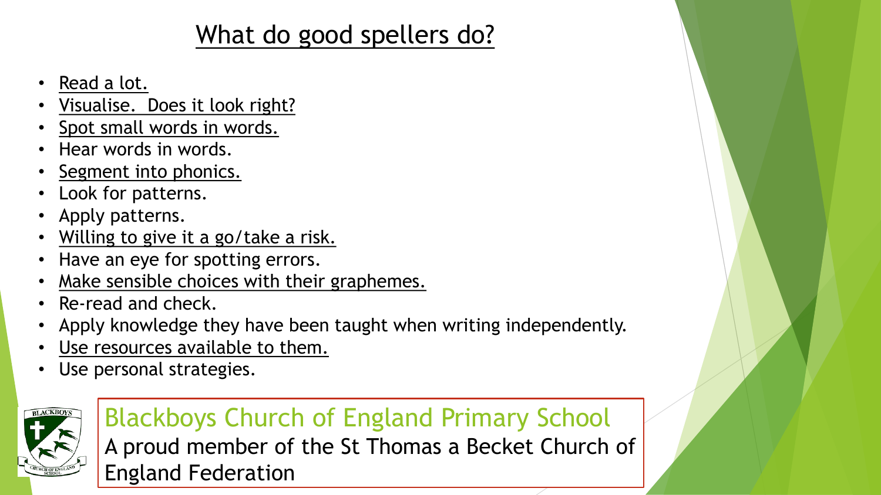# What do good spellers do?

- Read a lot.
- Visualise.  Does it look right?
- Spot small words in words.
- Hear words in words.
- Segment into phonics.
- Look for patterns.
- Apply patterns.
- Willing to give it a go/take a risk.
- Have an eye for spotting errors.
- Make sensible choices with their graphemes.
- Re-read and check.
- Apply knowledge they have been taught when writing independently.
- Use resources available to them.
- Use personal strategies.

Blackboys Church of England Primary School
A proud member of the St Thomas a Becket Church of England Federation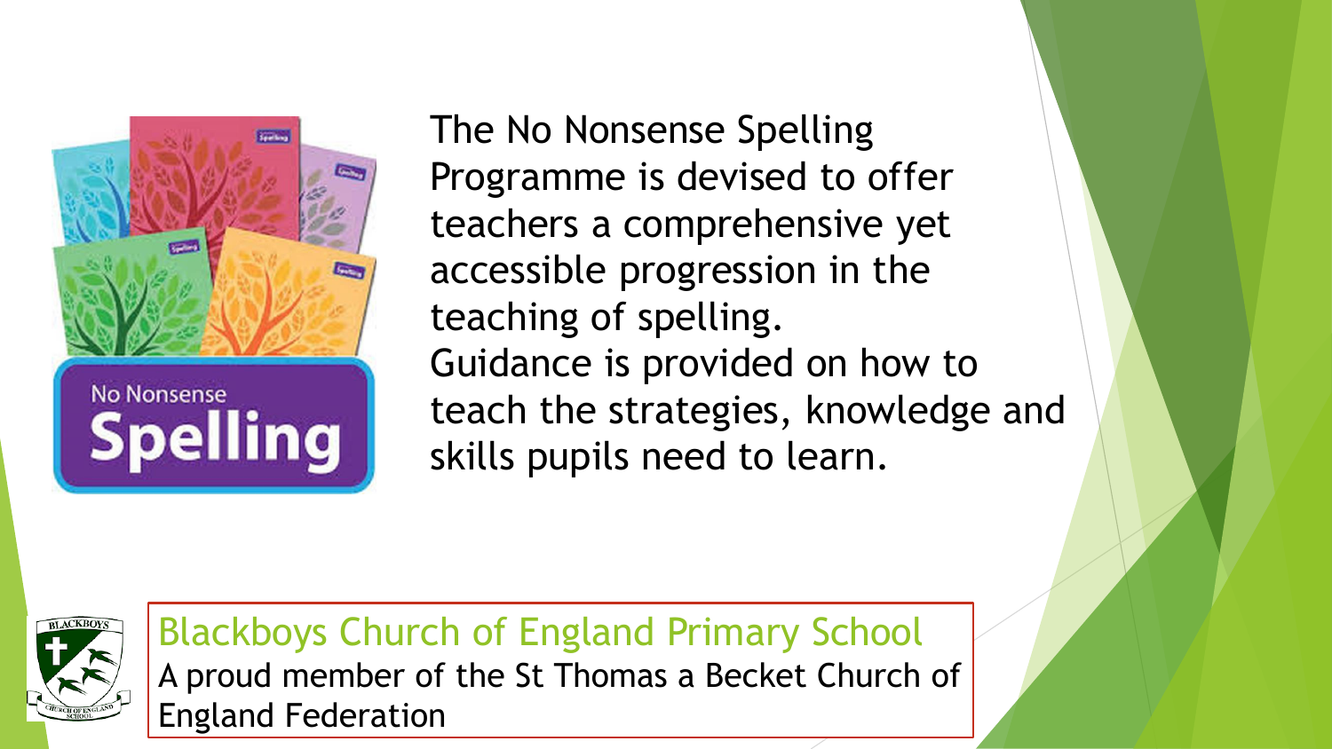The No Nonsense Spelling Programme is devised to offer teachers a comprehensive yet accessible progression in the teaching of spelling.

Guidance is provided on how to teach the strategies, knowledge and skills pupils need to learn.

Blackboys Church of England Primary School
A proud member of the St Thomas a Becket Church of England Federation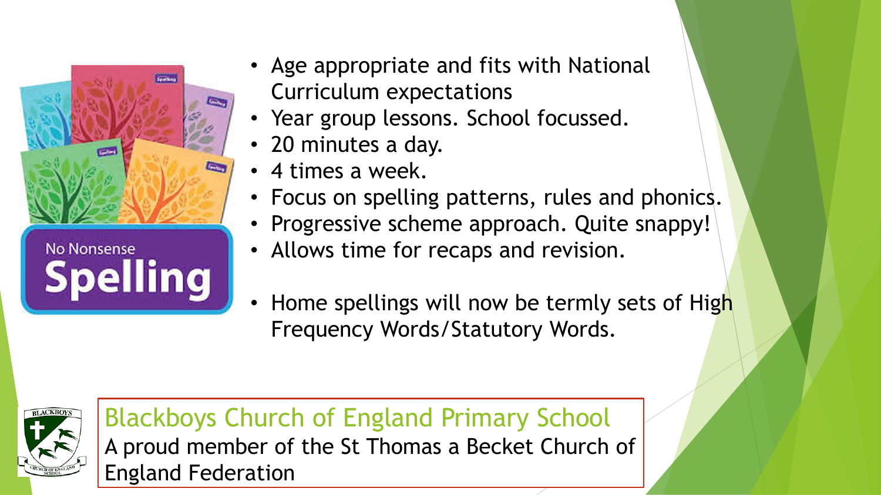No Nonsense Spelling

- Age appropriate and fits with National Curriculum expectations
- Year group lessons. School focussed.
- 20 minutes a day.
- 4 times a week.
- Focus on spelling patterns, rules and phonics.
- Progressive scheme approach. Quite snappy!
- Allows time for recaps and revision.

- Home spellings will now be termly sets of High Frequency Words/Statutory Words.

Blackboys Church of England Primary School
A proud member of the St Thomas a Becket Church of England Federation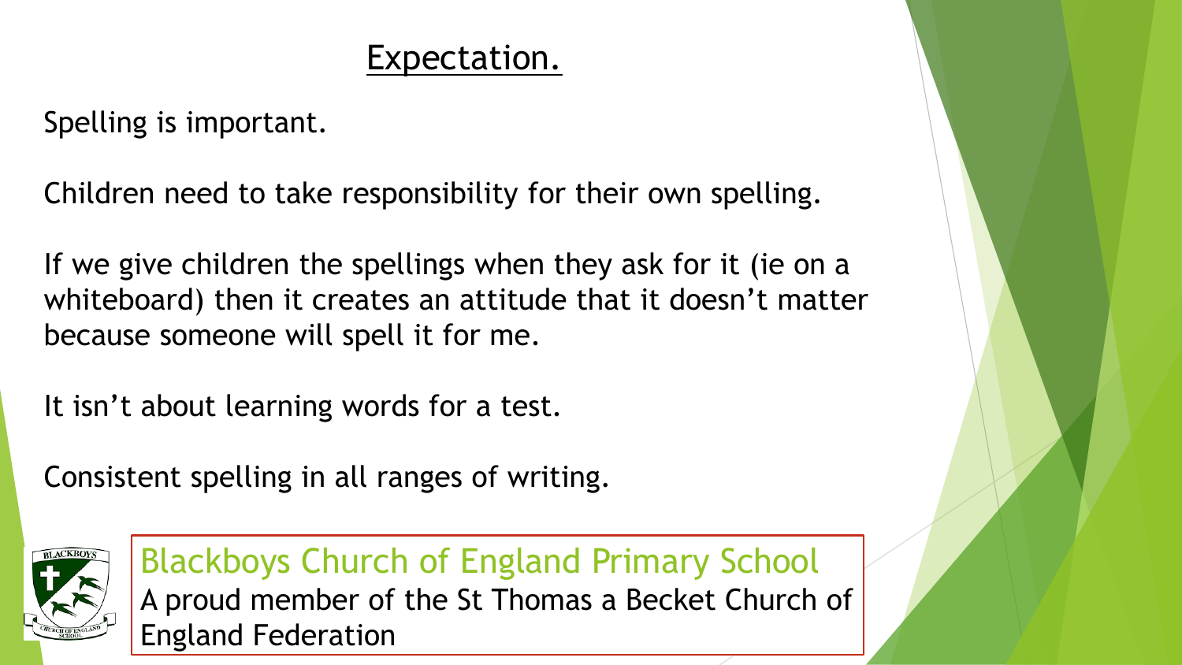# Expectation.

Spelling is important.

Children need to take responsibility for their own spelling.

If we give children the spellings when they ask for it (ie on a whiteboard) then it creates an attitude that it doesn't matter because someone will spell it for me.

It isn't about learning words for a test.

Consistent spelling in all ranges of writing.

Blackboys Church of England Primary School
A proud member of the St Thomas a Becket Church of England Federation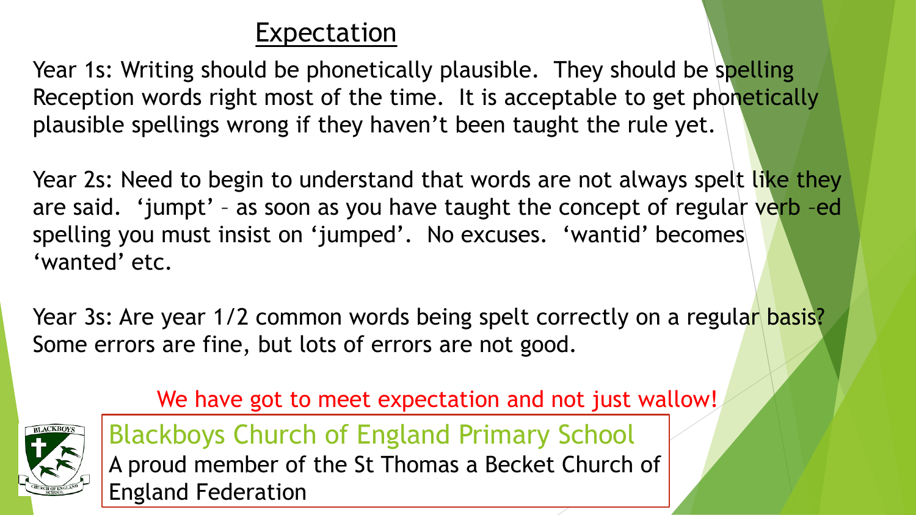# Expectation

Year 1s: Writing should be phonetically plausible. They should be spelling Reception words right most of the time. It is acceptable to get phonetically plausible spellings wrong if they haven't been taught the rule yet.

Year 2s: Need to begin to understand that words are not always spelt like they are said. 'jumpt' – as soon as you have taught the concept of regular verb –ed spelling you must insist on 'jumped'. No excuses. 'wantid' becomes 'wanted' etc.

Year 3s: Are year 1/2 common words being spelt correctly on a regular basis? Some errors are fine, but lots of errors are not good.

We have got to meet expectation and not just wallow!

Blackboys Church of England Primary School
A proud member of the St Thomas a Becket Church of England Federation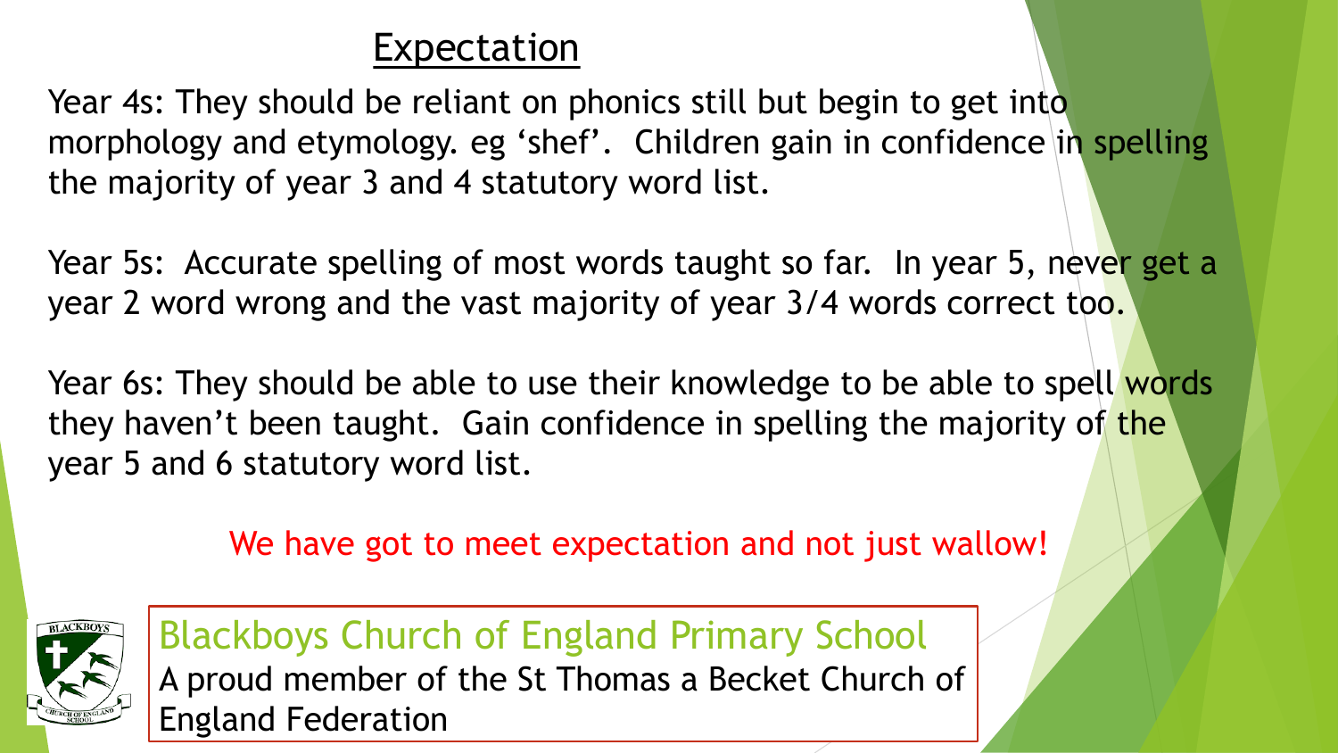# Expectation

Year 4s: They should be reliant on phonics still but begin to get into morphology and etymology. eg 'shef'. Children gain in confidence in spelling the majority of year 3 and 4 statutory word list.

Year 5s: Accurate spelling of most words taught so far. In year 5, never get a year 2 word wrong and the vast majority of year 3/4 words correct too.

Year 6s: They should be able to use their knowledge to be able to spell words they haven't been taught. Gain confidence in spelling the majority of the year 5 and 6 statutory word list.

We have got to meet expectation and not just wallow!

Blackboys Church of England Primary School
A proud member of the St Thomas a Becket Church of England Federation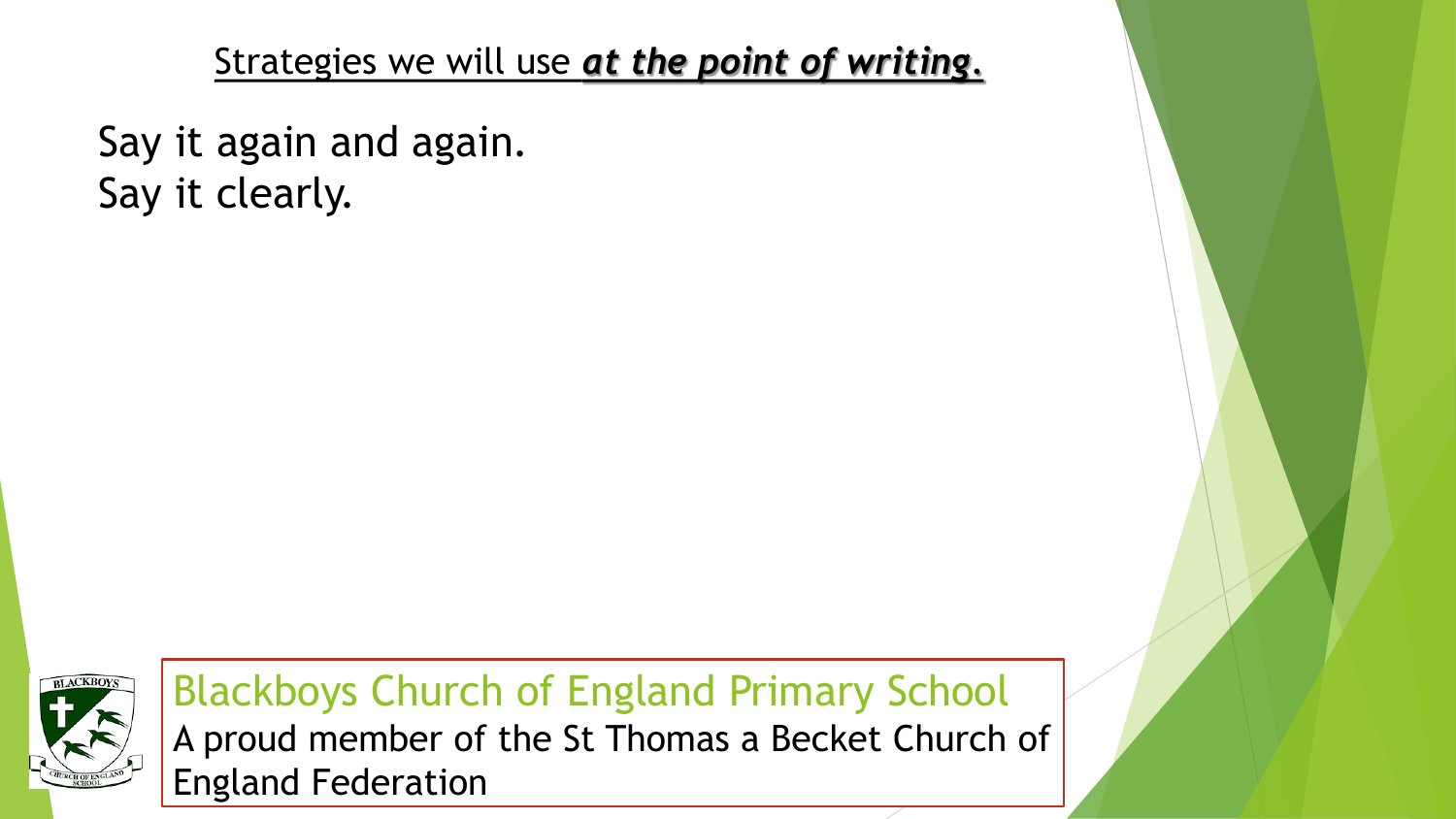Strategies we will use ***at the point of writing.***

Say it again and again.
Say it clearly.

Blackboys Church of England Primary School
A proud member of the St Thomas a Becket Church of England Federation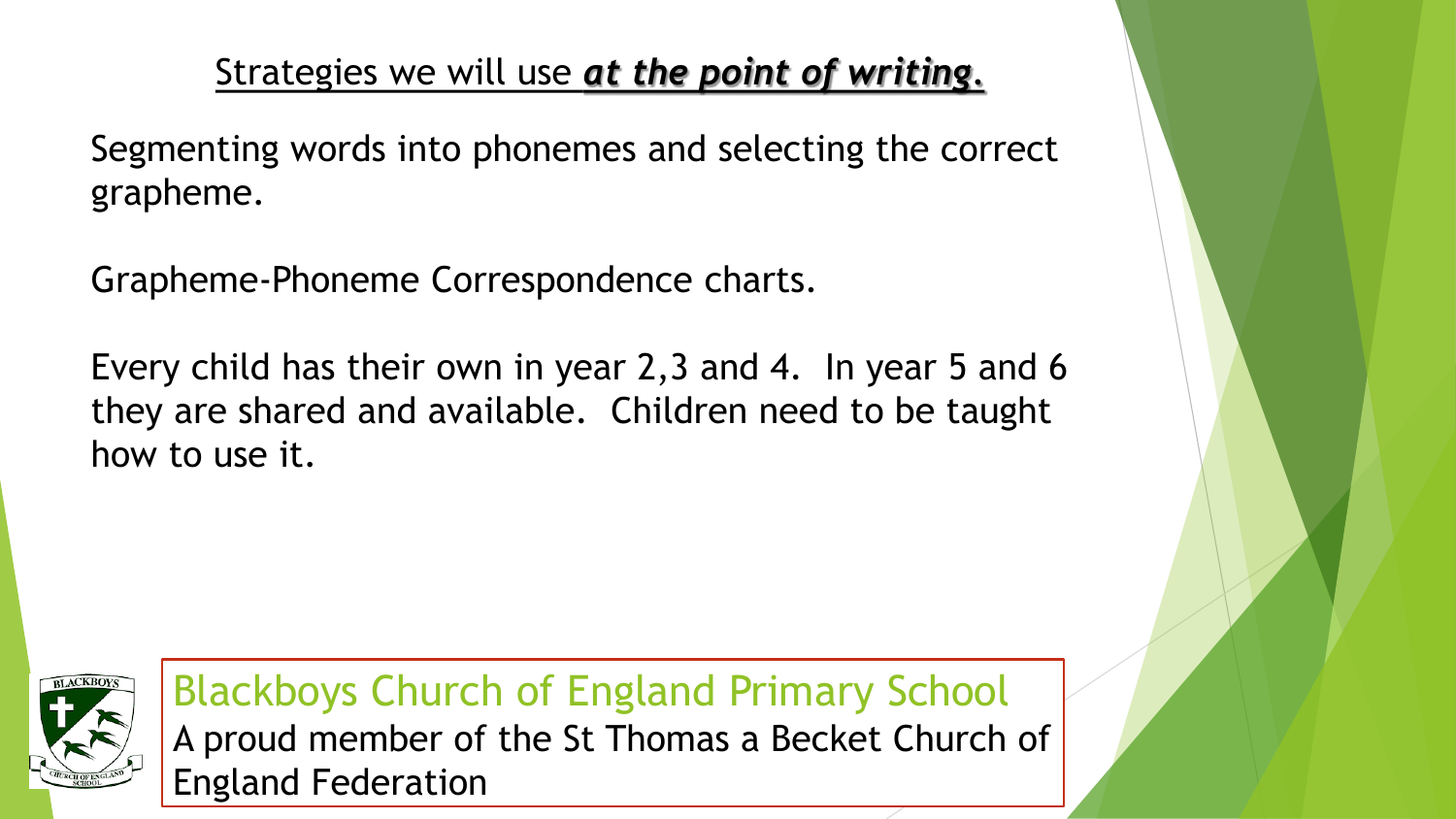## Strategies we will use ***at the point of writing.***

Segmenting words into phonemes and selecting the correct grapheme.

Grapheme-Phoneme Correspondence charts.

Every child has their own in year 2,3 and 4. In year 5 and 6 they are shared and available. Children need to be taught how to use it.

Blackboys Church of England Primary School
A proud member of the St Thomas a Becket Church of England Federation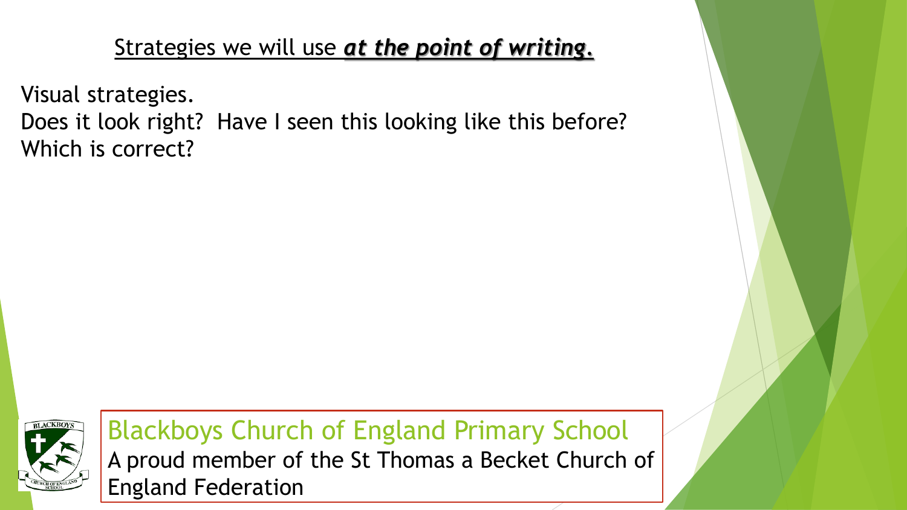Strategies we will use ***at the point of writing.***

Visual strategies.

Does it look right? Have I seen this looking like this before?

Which is correct?

Blackboys Church of England Primary School

A proud member of the St Thomas a Becket Church of England Federation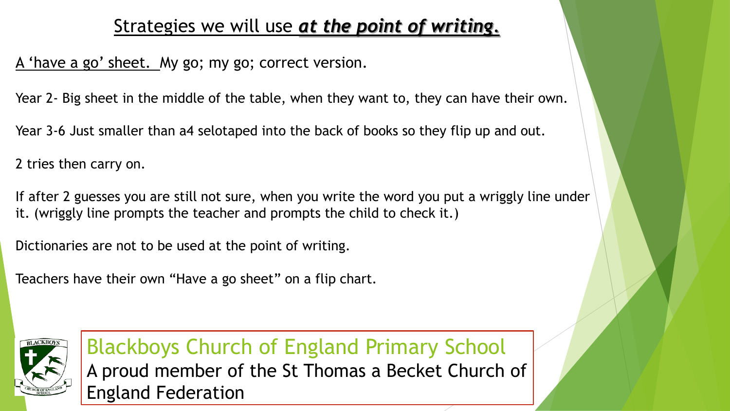## Strategies we will use ***at the point of writing.***

A 'have a go' sheet. My go; my go; correct version.

Year 2- Big sheet in the middle of the table, when they want to, they can have their own.

Year 3-6 Just smaller than a4 selotaped into the back of books so they flip up and out.

2 tries then carry on.

If after 2 guesses you are still not sure, when you write the word you put a wriggly line under it. (wriggly line prompts the teacher and prompts the child to check it.)

Dictionaries are not to be used at the point of writing.

Teachers have their own "Have a go sheet" on a flip chart.

Blackboys Church of England Primary School
A proud member of the St Thomas a Becket Church of England Federation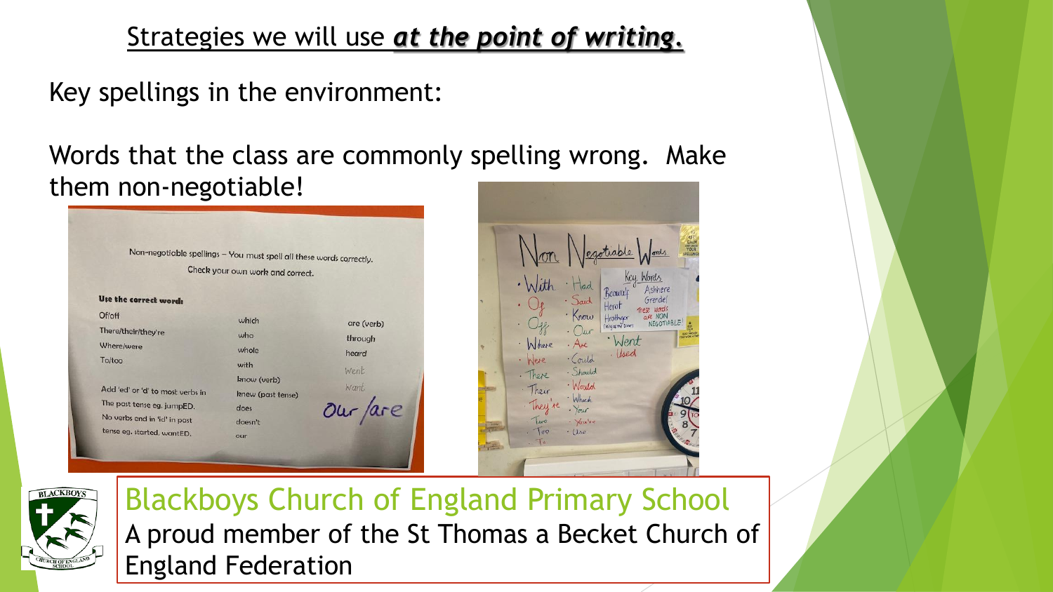# Strategies we will use ***at the point of writing.***

Key spellings in the environment:

Words that the class are commonly spelling wrong. Make them non-negotiable!

Non-negotiable spellings – You must spell all these words correctly. Check your own work and correct.

**Use the correct word:**

Of/off
There/their/they're
Where/were
To/too

Add 'ed' or 'd' to most verbs in the past tense eg. jumpED.
No verbs end in 'id' in past tense eg. started, wantED.

which
who
whole
with
know (verb)
knew (past tense)
does
doesn't
our

are (verb)
through
heard
Went
Want
Our /are

Non Negotiable Words

- With
- Of
- Off
- Where
- Were
- There
- Their
- They're
- Two
- Too
- To
- Had
- Said
- Know
- Our
- Are
- Could
- Should
- Would
- Which
- Your
- You're
- Use
- Went
- Used

Key Words
Beautiful
Herot
Hrothgar
Ashhere
Grendel
These words are NON NEGOTIABLE!

Blackboys Church of England Primary School
A proud member of the St Thomas a Becket Church of England Federation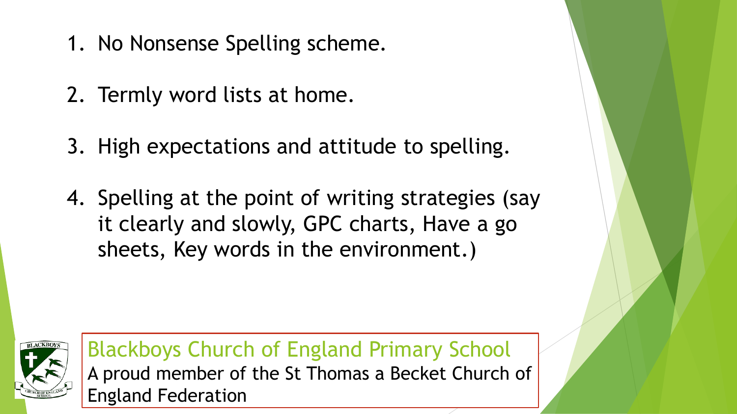1. No Nonsense Spelling scheme.
2. Termly word lists at home.
3. High expectations and attitude to spelling.
4. Spelling at the point of writing strategies (say it clearly and slowly, GPC charts, Have a go sheets, Key words in the environment.)

Blackboys Church of England Primary School
A proud member of the St Thomas a Becket Church of England Federation